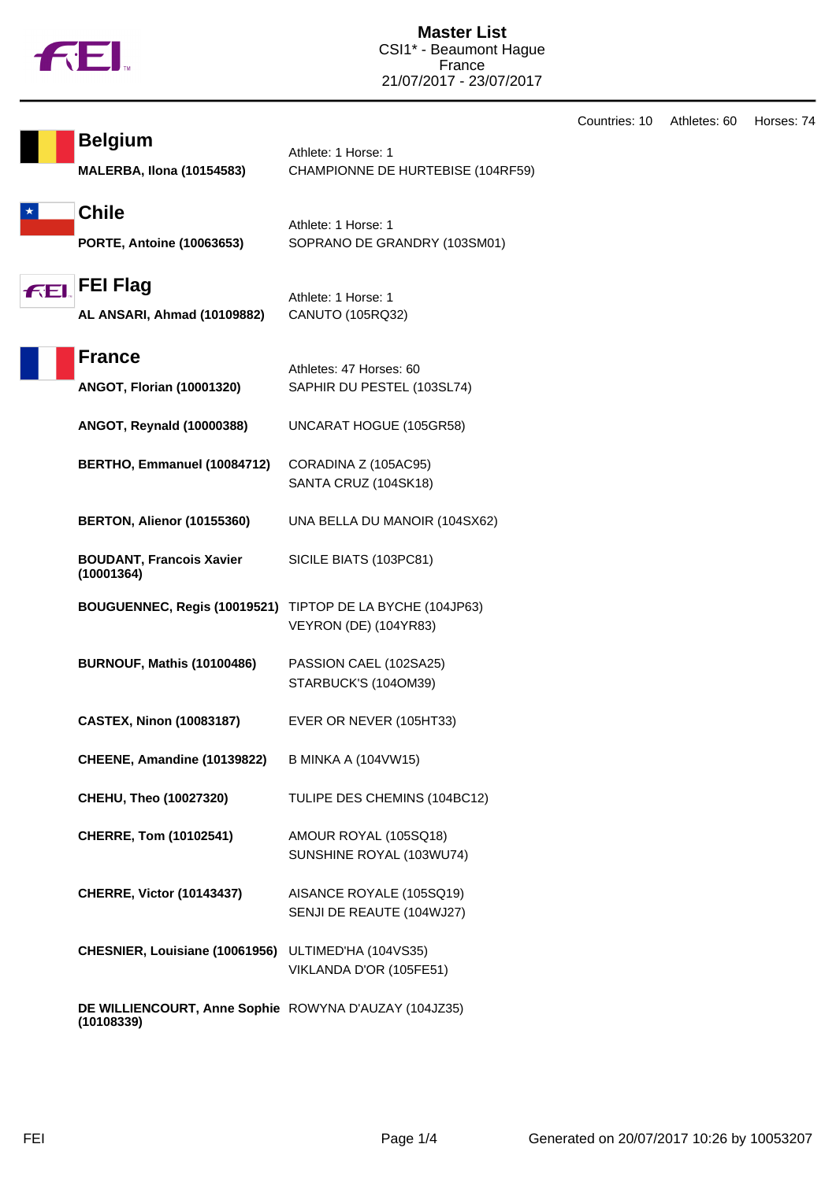# Master List

CSI1* - Beaumont Hague
France
21/07/2017 - 23/07/2017

Countries: 10 Athletes: 60 Horses: 74

## Belgium

Athlete: 1 Horse: 1

| | |
|---|---|
| **MALERBA, Ilona (10154583)** | CHAMPIONNE DE HURTEBISE (104RF59) |

## Chile

Athlete: 1 Horse: 1

| | |
|---|---|
| **PORTE, Antoine (10063653)** | SOPRANO DE GRANDRY (103SM01) |

## FEI Flag

Athlete: 1 Horse: 1

| | |
|---|---|
| **AL ANSARI, Ahmad (10109882)** | CANUTO (105RQ32) |

## France

Athletes: 47 Horses: 60

| | |
|---|---|
| **ANGOT, Florian (10001320)** | SAPHIR DU PESTEL (103SL74) |
| **ANGOT, Reynald (10000388)** | UNCARAT HOGUE (105GR58) |
| **BERTHO, Emmanuel (10084712)** | CORADINA Z (105AC95)<br>SANTA CRUZ (104SK18) |
| **BERTON, Alienor (10155360)** | UNA BELLA DU MANOIR (104SX62) |
| **BOUDANT, Francois Xavier (10001364)** | SICILE BIATS (103PC81) |
| **BOUGUENNEC, Regis (10019521)** | TIPTOP DE LA BYCHE (104JP63)<br>VEYRON (DE) (104YR83) |
| **BURNOUF, Mathis (10100486)** | PASSION CAEL (102SA25)<br>STARBUCK'S (104OM39) |
| **CASTEX, Ninon (10083187)** | EVER OR NEVER (105HT33) |
| **CHEENE, Amandine (10139822)** | B MINKA A (104VW15) |
| **CHEHU, Theo (10027320)** | TULIPE DES CHEMINS (104BC12) |
| **CHERRE, Tom (10102541)** | AMOUR ROYAL (105SQ18)<br>SUNSHINE ROYAL (103WU74) |
| **CHERRE, Victor (10143437)** | AISANCE ROYALE (105SQ19)<br>SENJI DE REAUTE (104WJ27) |
| **CHESNIER, Louisiane (10061956)** | ULTIMED'HA (104VS35)<br>VIKLANDA D'OR (105FE51) |
| **DE WILLIENCOURT, Anne Sophie (10108339)** | ROWYNA D'AUZAY (104JZ35) |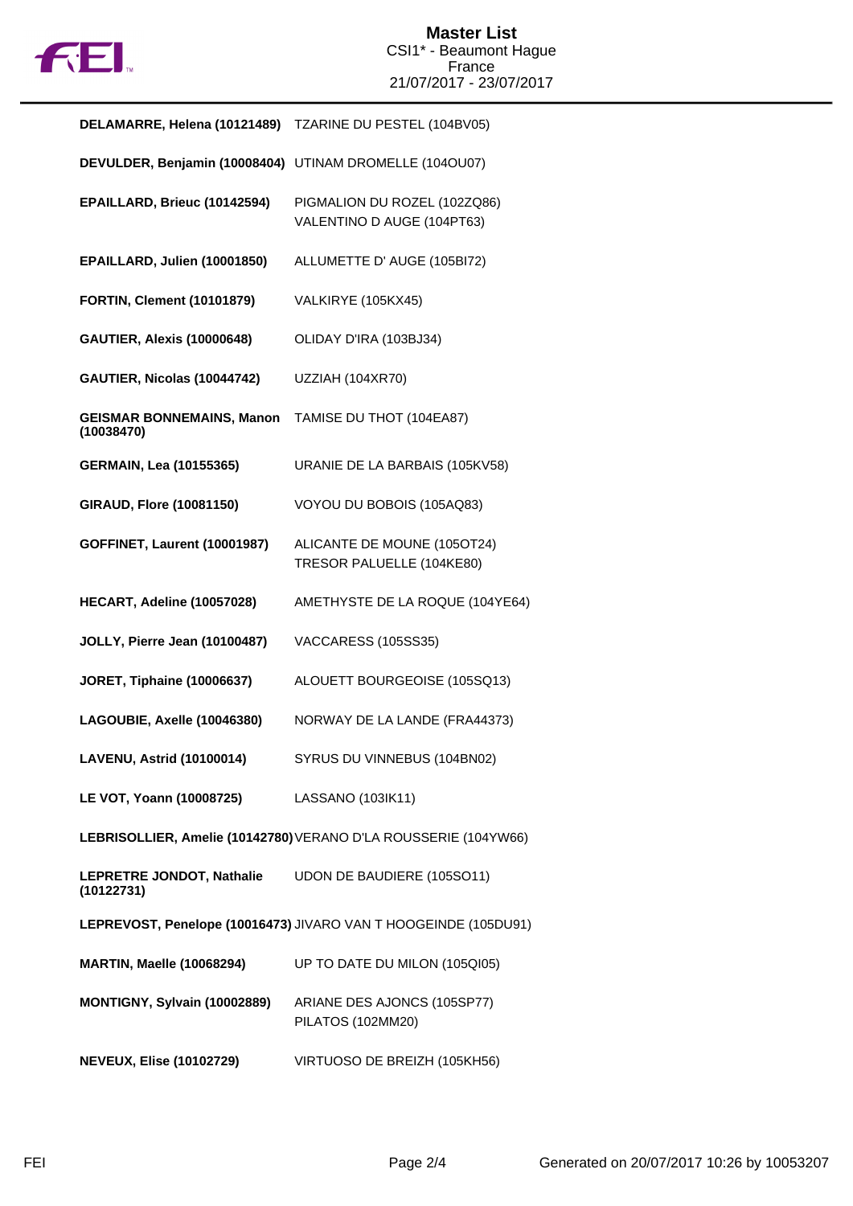# Master List
CSI1* - Beaumont Hague
France
21/07/2017 - 23/07/2017

| | |
|---|---|
| **DELAMARRE, Helena (10121489)** | TZARINE DU PESTEL (104BV05) |
| **DEVULDER, Benjamin (10008404)** | UTINAM DROMELLE (104OU07) |
| **EPAILLARD, Brieuc (10142594)** | PIGMALION DU ROZEL (102ZQ86)<br>VALENTINO D AUGE (104PT63) |
| **EPAILLARD, Julien (10001850)** | ALLUMETTE D' AUGE (105BI72) |
| **FORTIN, Clement (10101879)** | VALKIRYE (105KX45) |
| **GAUTIER, Alexis (10000648)** | OLIDAY D'IRA (103BJ34) |
| **GAUTIER, Nicolas (10044742)** | UZZIAH (104XR70) |
| **GEISMAR BONNEMAINS, Manon (10038470)** | TAMISE DU THOT (104EA87) |
| **GERMAIN, Lea (10155365)** | URANIE DE LA BARBAIS (105KV58) |
| **GIRAUD, Flore (10081150)** | VOYOU DU BOBOIS (105AQ83) |
| **GOFFINET, Laurent (10001987)** | ALICANTE DE MOUNE (105OT24)<br>TRESOR PALUELLE (104KE80) |
| **HECART, Adeline (10057028)** | AMETHYSTE DE LA ROQUE (104YE64) |
| **JOLLY, Pierre Jean (10100487)** | VACCARESS (105SS35) |
| **JORET, Tiphaine (10006637)** | ALOUETT BOURGEOISE (105SQ13) |
| **LAGOUBIE, Axelle (10046380)** | NORWAY DE LA LANDE (FRA44373) |
| **LAVENU, Astrid (10100014)** | SYRUS DU VINNEBUS (104BN02) |
| **LE VOT, Yoann (10008725)** | LASSANO (103IK11) |
| **LEBRISOLLIER, Amelie (10142780)** | VERANO D'LA ROUSSERIE (104YW66) |
| **LEPRETRE JONDOT, Nathalie (10122731)** | UDON DE BAUDIERE (105SO11) |
| **LEPREVOST, Penelope (10016473)** | JIVARO VAN T HOOGEINDE (105DU91) |
| **MARTIN, Maelle (10068294)** | UP TO DATE DU MILON (105QI05) |
| **MONTIGNY, Sylvain (10002889)** | ARIANE DES AJONCS (105SP77)<br>PILATOS (102MM20) |
| **NEVEUX, Elise (10102729)** | VIRTUOSO DE BREIZH (105KH56) |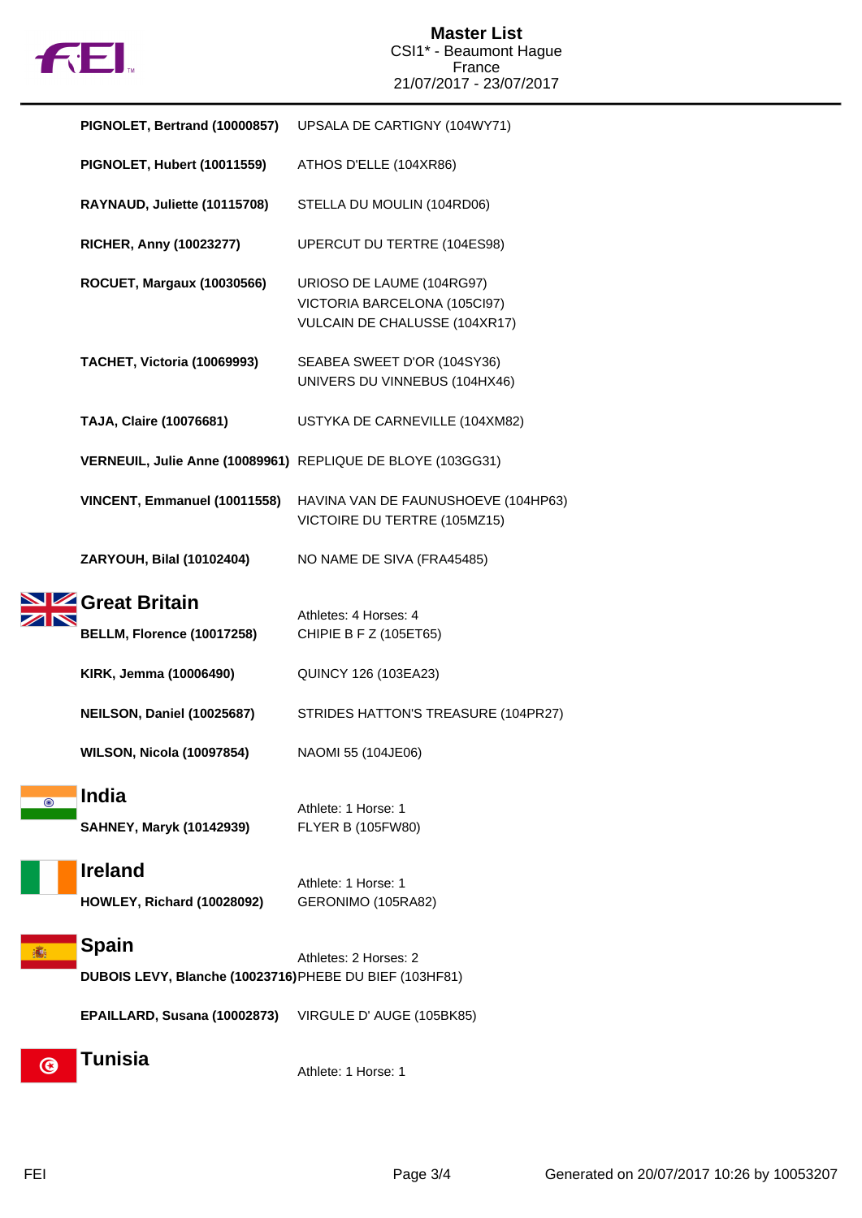| | |
|---|---|
| **PIGNOLET, Bertrand (10000857)** | UPSALA DE CARTIGNY (104WY71) |
| **PIGNOLET, Hubert (10011559)** | ATHOS D'ELLE (104XR86) |
| **RAYNAUD, Juliette (10115708)** | STELLA DU MOULIN (104RD06) |
| **RICHER, Anny (10023277)** | UPERCUT DU TERTRE (104ES98) |
| **ROCUET, Margaux (10030566)** | URIOSO DE LAUME (104RG97)<br>VICTORIA BARCELONA (105CI97)<br>VULCAIN DE CHALUSSE (104XR17) |
| **TACHET, Victoria (10069993)** | SEABEA SWEET D'OR (104SY36)<br>UNIVERS DU VINNEBUS (104HX46) |
| **TAJA, Claire (10076681)** | USTYKA DE CARNEVILLE (104XM82) |
| **VERNEUIL, Julie Anne (10089961)** | REPLIQUE DE BLOYE (103GG31) |
| **VINCENT, Emmanuel (10011558)** | HAVINA VAN DE FAUNUSHOEVE (104HP63)<br>VICTOIRE DU TERTRE (105MZ15) |
| **ZARYOUH, Bilal (10102404)** | NO NAME DE SIVA (FRA45485) |

## Great Britain

Athletes: 4 Horses: 4

| | |
|---|---|
| **BELLM, Florence (10017258)** | CHIPIE B F Z (105ET65) |
| **KIRK, Jemma (10006490)** | QUINCY 126 (103EA23) |
| **NEILSON, Daniel (10025687)** | STRIDES HATTON'S TREASURE (104PR27) |
| **WILSON, Nicola (10097854)** | NAOMI 55 (104JE06) |

## India

Athlete: 1 Horse: 1

| | |
|---|---|
| **SAHNEY, Maryk (10142939)** | FLYER B (105FW80) |

## Ireland

Athlete: 1 Horse: 1

| | |
|---|---|
| **HOWLEY, Richard (10028092)** | GERONIMO (105RA82) |

## Spain

Athletes: 2 Horses: 2

| | |
|---|---|
| **DUBOIS LEVY, Blanche (10023716)** | PHEBE DU BIEF (103HF81) |
| **EPAILLARD, Susana (10002873)** | VIRGULE D' AUGE (105BK85) |

## Tunisia

Athlete: 1 Horse: 1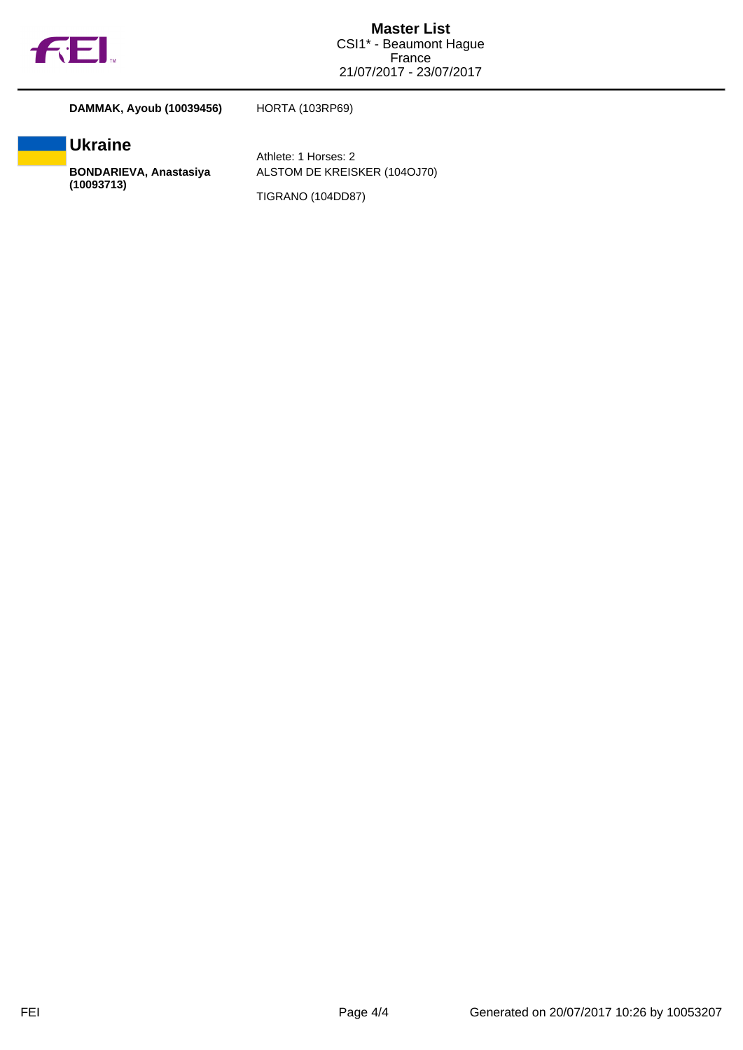**DAMMAK, Ayoub (10039456)** HORTA (103RP69)

## Ukraine

Athlete: 1 Horses: 2

**BONDARIEVA, Anastasiya (10093713)**

ALSTOM DE KREISKER (104OJ70)

TIGRANO (104DD87)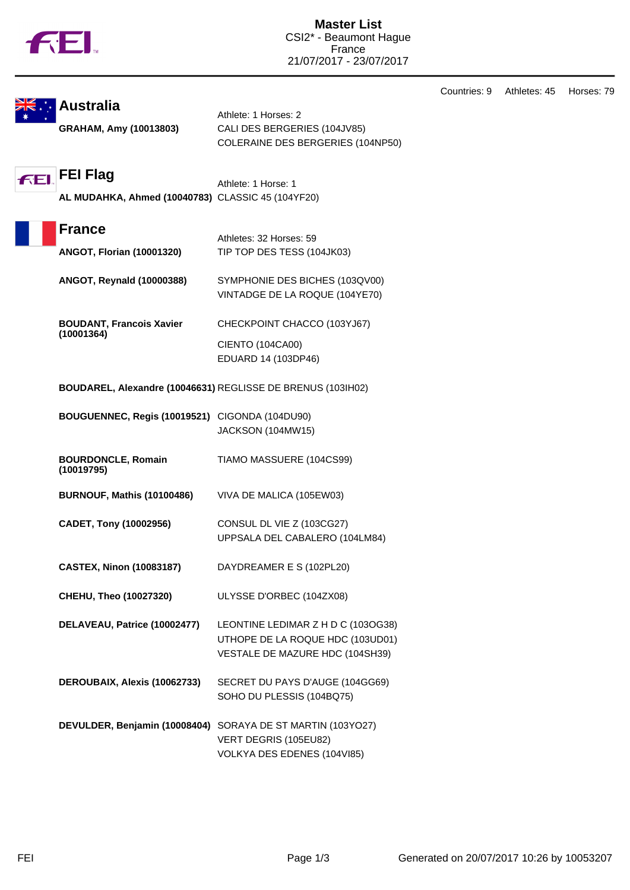# Master List

CSI2* - Beaumont Hague
France
21/07/2017 - 23/07/2017

Countries: 9 Athletes: 45 Horses: 79

## Australia

Athlete: 1 Horses: 2

| | |
|---|---|
| **GRAHAM, Amy (10013803)** | CALI DES BERGERIES (104JV85) |
| | COLERAINE DES BERGERIES (104NP50) |

## FEI Flag

Athlete: 1 Horse: 1

| | |
|---|---|
| **AL MUDAHKA, Ahmed (10040783)** | CLASSIC 45 (104YF20) |

## France

Athletes: 32 Horses: 59

| | |
|---|---|
| **ANGOT, Florian (10001320)** | TIP TOP DES TESS (104JK03) |
| **ANGOT, Reynald (10000388)** | SYMPHONIE DES BICHES (103QV00) |
| | VINTADGE DE LA ROQUE (104YE70) |
| **BOUDANT, Francois Xavier (10001364)** | CHECKPOINT CHACCO (103YJ67) |
| | CIENTO (104CA00) |
| | EDUARD 14 (103DP46) |
| **BOUDAREL, Alexandre (10046631)** | REGLISSE DE BRENUS (103IH02) |
| **BOUGUENNEC, Regis (10019521)** | CIGONDA (104DU90) |
| | JACKSON (104MW15) |
| **BOURDONCLE, Romain (10019795)** | TIAMO MASSUERE (104CS99) |
| **BURNOUF, Mathis (10100486)** | VIVA DE MALICA (105EW03) |
| **CADET, Tony (10002956)** | CONSUL DL VIE Z (103CG27) |
| | UPPSALA DEL CABALERO (104LM84) |
| **CASTEX, Ninon (10083187)** | DAYDREAMER E S (102PL20) |
| **CHEHU, Theo (10027320)** | ULYSSE D'ORBEC (104ZX08) |
| **DELAVEAU, Patrice (10002477)** | LEONTINE LEDIMAR Z H D C (103OG38) |
| | UTHOPE DE LA ROQUE HDC (103UD01) |
| | VESTALE DE MAZURE HDC (104SH39) |
| **DEROUBAIX, Alexis (10062733)** | SECRET DU PAYS D'AUGE (104GG69) |
| | SOHO DU PLESSIS (104BQ75) |
| **DEVULDER, Benjamin (10008404)** | SORAYA DE ST MARTIN (103YO27) |
| | VERT DEGRIS (105EU82) |
| | VOLKYA DES EDENES (104VI85) |

Generated on 20/07/2017 10:26 by 10053207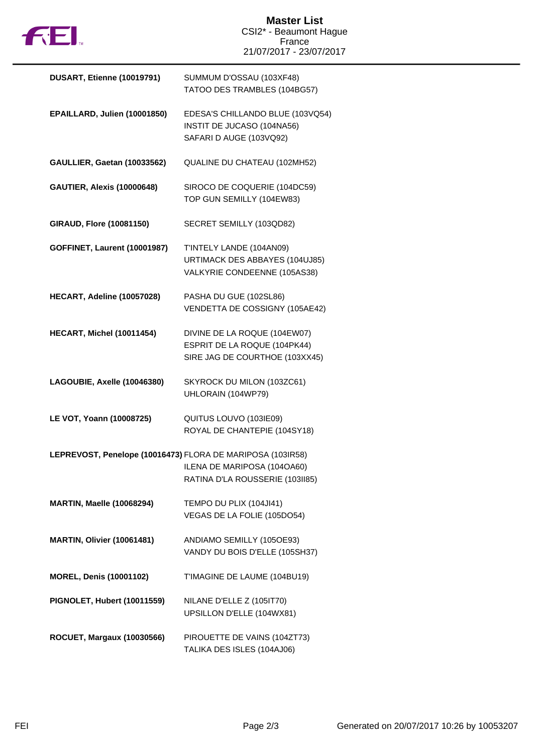# Master List

CSI2* - Beaumont Hague
France
21/07/2017 - 23/07/2017

| | |
|---|---|
| **DUSART, Etienne (10019791)** | SUMMUM D'OSSAU (103XF48)<br>TATOO DES TRAMBLES (104BG57) |
| **EPAILLARD, Julien (10001850)** | EDESA'S CHILLANDO BLUE (103VQ54)<br>INSTIT DE JUCASO (104NA56)<br>SAFARI D AUGE (103VQ92) |
| **GAULLIER, Gaetan (10033562)** | QUALINE DU CHATEAU (102MH52) |
| **GAUTIER, Alexis (10000648)** | SIROCO DE COQUERIE (104DC59)<br>TOP GUN SEMILLY (104EW83) |
| **GIRAUD, Flore (10081150)** | SECRET SEMILLY (103QD82) |
| **GOFFINET, Laurent (10001987)** | T'INTELY LANDE (104AN09)<br>URTIMACK DES ABBAYES (104UJ85)<br>VALKYRIE CONDEENNE (105AS38) |
| **HECART, Adeline (10057028)** | PASHA DU GUE (102SL86)<br>VENDETTA DE COSSIGNY (105AE42) |
| **HECART, Michel (10011454)** | DIVINE DE LA ROQUE (104EW07)<br>ESPRIT DE LA ROQUE (104PK44)<br>SIRE JAG DE COURTHOE (103XX45) |
| **LAGOUBIE, Axelle (10046380)** | SKYROCK DU MILON (103ZC61)<br>UHLORAIN (104WP79) |
| **LE VOT, Yoann (10008725)** | QUITUS LOUVO (103IE09)<br>ROYAL DE CHANTEPIE (104SY18) |
| **LEPREVOST, Penelope (10016473)** | FLORA DE MARIPOSA (103IR58)<br>ILENA DE MARIPOSA (104OA60)<br>RATINA D'LA ROUSSERIE (103II85) |
| **MARTIN, Maelle (10068294)** | TEMPO DU PLIX (104JI41)<br>VEGAS DE LA FOLIE (105DO54) |
| **MARTIN, Olivier (10061481)** | ANDIAMO SEMILLY (105OE93)<br>VANDY DU BOIS D'ELLE (105SH37) |
| **MOREL, Denis (10001102)** | T'IMAGINE DE LAUME (104BU19) |
| **PIGNOLET, Hubert (10011559)** | NILANE D'ELLE Z (105IT70)<br>UPSILLON D'ELLE (104WX81) |
| **ROCUET, Margaux (10030566)** | PIROUETTE DE VAINS (104ZT73)<br>TALIKA DES ISLES (104AJ06) |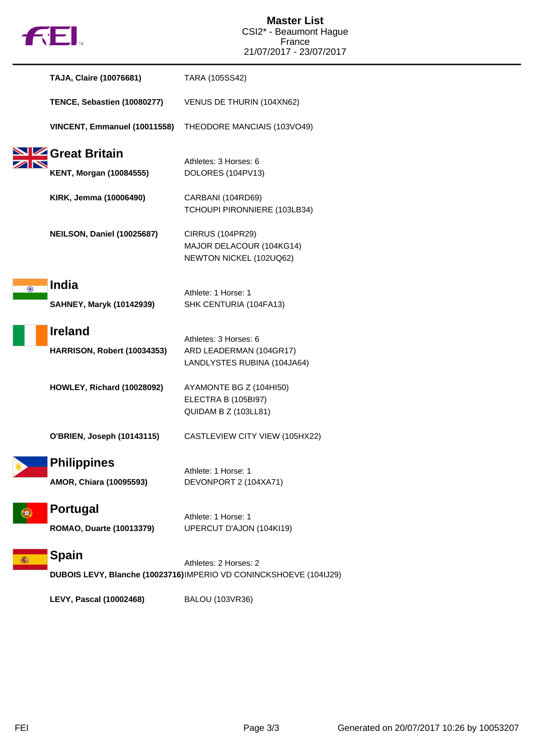| | |
|---|---|
| **TAJA, Claire (10076681)** | TARA (105SS42) |
| **TENCE, Sebastien (10080277)** | VENUS DE THURIN (104XN62) |
| **VINCENT, Emmanuel (10011558)** | THEODORE MANCIAIS (103VO49) |

## Great Britain

Athletes: 3 Horses: 6

| | |
|---|---|
| **KENT, Morgan (10084555)** | DOLORES (104PV13) |
| **KIRK, Jemma (10006490)** | CARBANI (104RD69)<br>TCHOUPI PIRONNIERE (103LB34) |
| **NEILSON, Daniel (10025687)** | CIRRUS (104PR29)<br>MAJOR DELACOUR (104KG14)<br>NEWTON NICKEL (102UQ62) |

## India

Athlete: 1 Horse: 1

| | |
|---|---|
| **SAHNEY, Maryk (10142939)** | SHK CENTURIA (104FA13) |

## Ireland

Athletes: 3 Horses: 6

| | |
|---|---|
| **HARRISON, Robert (10034353)** | ARD LEADERMAN (104GR17)<br>LANDLYSTES RUBINA (104JA64) |
| **HOWLEY, Richard (10028092)** | AYAMONTE BG Z (104HI50)<br>ELECTRA B (105BI97)<br>QUIDAM B Z (103LL81) |
| **O'BRIEN, Joseph (10143115)** | CASTLEVIEW CITY VIEW (105HX22) |

## Philippines

Athlete: 1 Horse: 1

| | |
|---|---|
| **AMOR, Chiara (10095593)** | DEVONPORT 2 (104XA71) |

## Portugal

Athlete: 1 Horse: 1

| | |
|---|---|
| **ROMAO, Duarte (10013379)** | UPERCUT D'AJON (104KI19) |

## Spain

Athletes: 2 Horses: 2

| | |
|---|---|
| **DUBOIS LEVY, Blanche (10023716)** | IMPERIO VD CONINCKSHOEVE (104IJ29) |
| **LEVY, Pascal (10002468)** | BALOU (103VR36) |